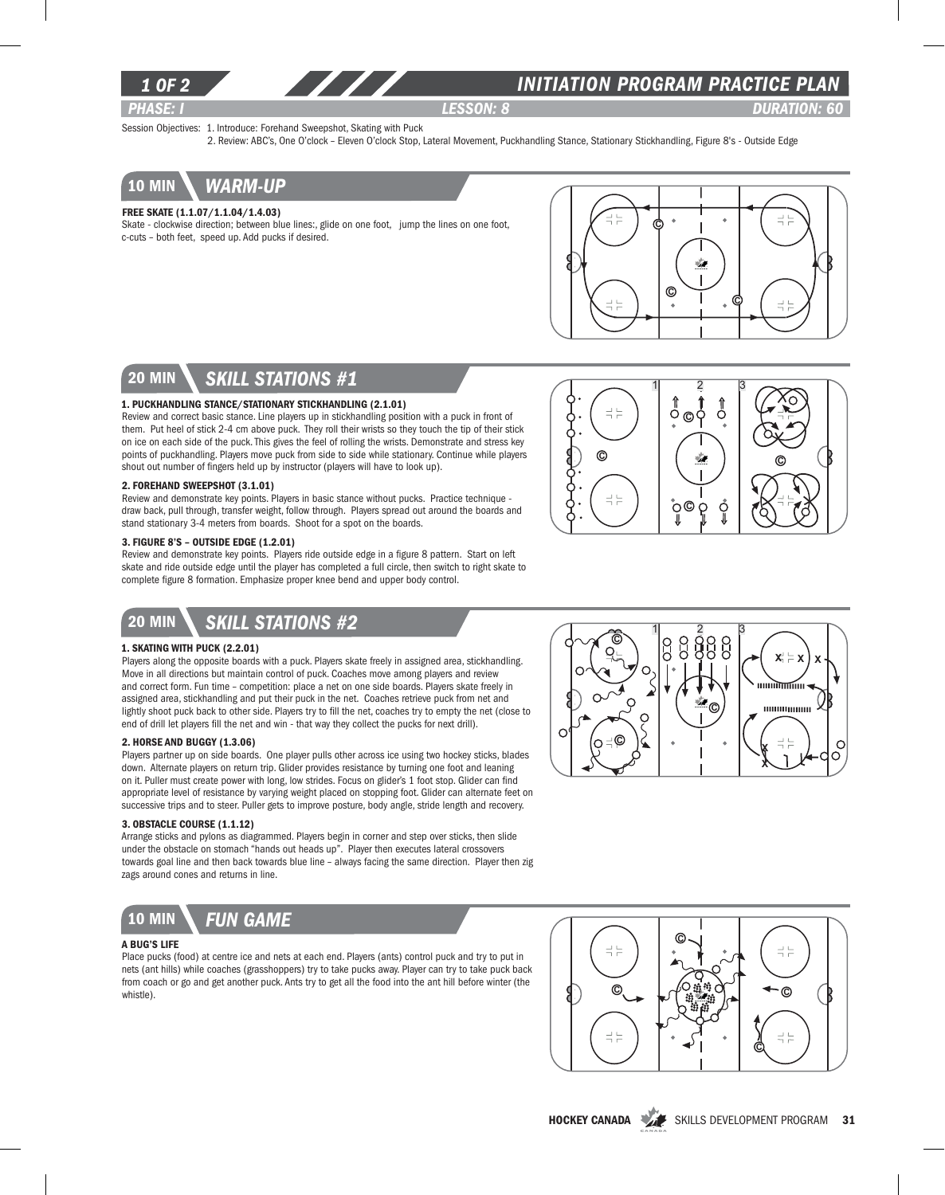# INITIATION PROGRAM PRACTICE PLAN

*PHASE: I* *LESSON: 8* *DURATION: 60*

Session Objectives: 1. Introduce: Forehand Sweepshot, Skating with Puck
2. Review: ABC's, One O'clock – Eleven O'clock Stop, Lateral Movement, Puckhandling Stance, Stationary Stickhandling, Figure 8's - Outside Edge

## 10 MIN WARM-UP

**FREE SKATE (1.1.07/1.1.04/1.4.03)**

Skate - clockwise direction; between blue lines:, glide on one foot, jump the lines on one foot, c-cuts – both feet, speed up. Add pucks if desired.

## 20 MIN SKILL STATIONS #1

**1. PUCKHANDLING STANCE/STATIONARY STICKHANDLING (2.1.01)**

Review and correct basic stance. Line players up in stickhandling position with a puck in front of them. Put heel of stick 2-4 cm above puck. They roll their wrists so they touch the tip of their stick on ice on each side of the puck. This gives the feel of rolling the wrists. Demonstrate and stress key points of puckhandling. Players move puck from side to side while stationary. Continue while players shout out number of fingers held up by instructor (players will have to look up).

**2. FOREHAND SWEEPSHOT (3.1.01)**

Review and demonstrate key points. Players in basic stance without pucks. Practice technique - draw back, pull through, transfer weight, follow through. Players spread out around the boards and stand stationary 3-4 meters from boards. Shoot for a spot on the boards.

**3. FIGURE 8'S – OUTSIDE EDGE (1.2.01)**

Review and demonstrate key points. Players ride outside edge in a figure 8 pattern. Start on left skate and ride outside edge until the player has completed a full circle, then switch to right skate to complete figure 8 formation. Emphasize proper knee bend and upper body control.

## 20 MIN SKILL STATIONS #2

**1. SKATING WITH PUCK (2.2.01)**

Players along the opposite boards with a puck. Players skate freely in assigned area, stickhandling. Move in all directions but maintain control of puck. Coaches move among players and review and correct form. Fun time – competition: place a net on one side boards. Players skate freely in assigned area, stickhandling and put their puck in the net. Coaches retrieve puck from net and lightly shoot puck back to other side. Players try to fill the net, coaches try to empty the net (close to end of drill let players fill the net and win - that way they collect the pucks for next drill).

**2. HORSE AND BUGGY (1.3.06)**

Players partner up on side boards. One player pulls other across ice using two hockey sticks, blades down. Alternate players on return trip. Glider provides resistance by turning one foot and leaning on it. Puller must create power with long, low strides. Focus on glider's 1 foot stop. Glider can find appropriate level of resistance by varying weight placed on stopping foot. Glider can alternate feet on successive trips and to steer. Puller gets to improve posture, body angle, stride length and recovery.

**3. OBSTACLE COURSE (1.1.12)**

Arrange sticks and pylons as diagrammed. Players begin in corner and step over sticks, then slide under the obstacle on stomach "hands out heads up". Player then executes lateral crossovers towards goal line and then back towards blue line – always facing the same direction. Player then zig zags around cones and returns in line.

## 10 MIN FUN GAME

**A BUG'S LIFE**

Place pucks (food) at centre ice and nets at each end. Players (ants) control puck and try to put in nets (ant hills) while coaches (grasshoppers) try to take pucks away. Player can try to take puck back from coach or go and get another puck. Ants try to get all the food into the ant hill before winter (the whistle).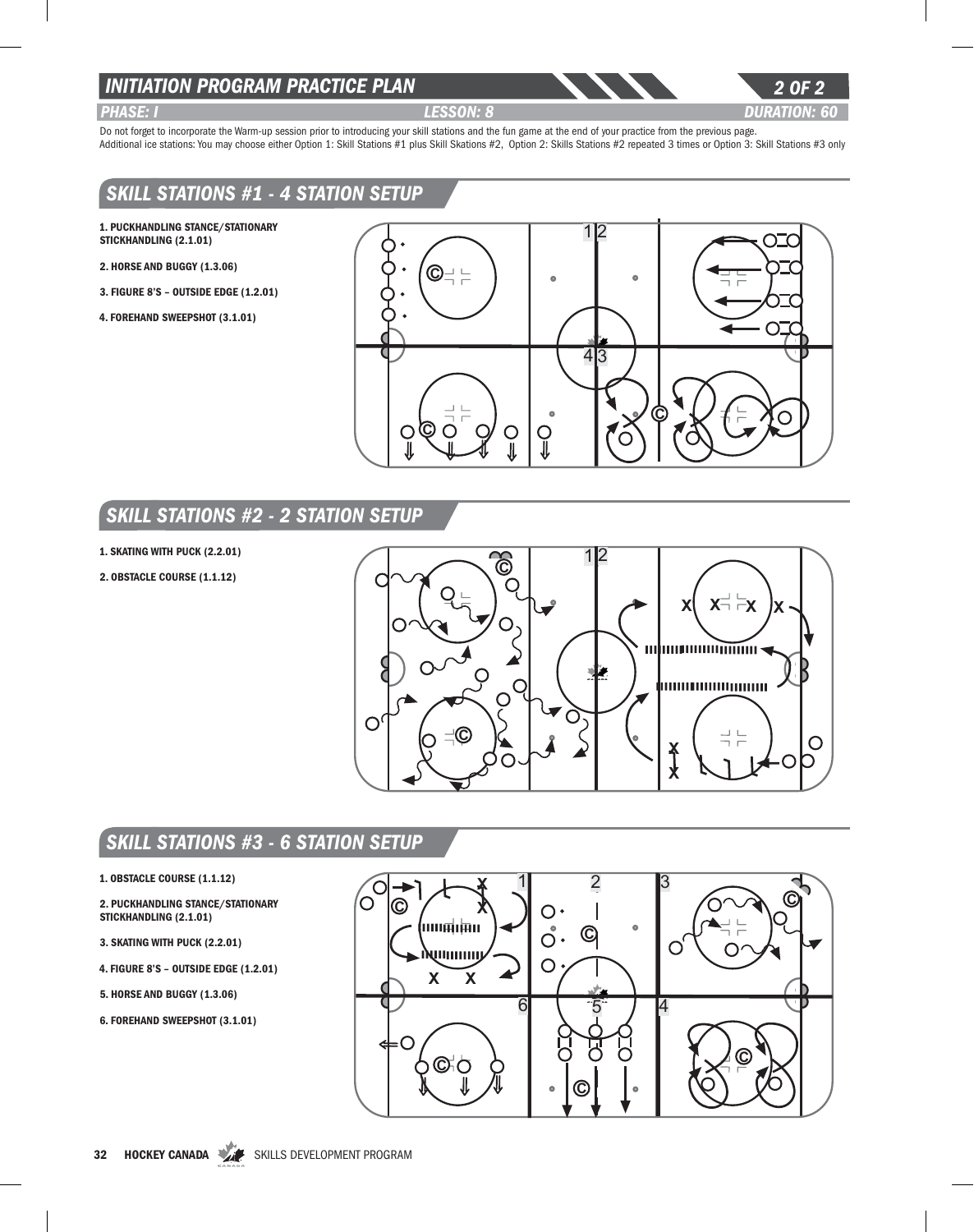# INITIATION PROGRAM PRACTICE PLAN

*PHASE: I* *LESSON: 8* *DURATION: 60*

Do not forget to incorporate the Warm-up session prior to introducing your skill stations and the fun game at the end of your practice from the previous page.
Additional ice stations: You may choose either Option 1: Skill Stations #1 plus Skill Skations #2, Option 2: Skills Stations #2 repeated 3 times or Option 3: Skill Stations #3 only

## SKILL STATIONS #1 - 4 STATION SETUP

1. PUCKHANDLING STANCE/STATIONARY STICKHANDLING (2.1.01)
2. HORSE AND BUGGY (1.3.06)
3. FIGURE 8'S – OUTSIDE EDGE (1.2.01)
4. FOREHAND SWEEPSHOT (3.1.01)

## SKILL STATIONS #2 - 2 STATION SETUP

1. SKATING WITH PUCK (2.2.01)
2. OBSTACLE COURSE (1.1.12)

## SKILL STATIONS #3 - 6 STATION SETUP

1. OBSTACLE COURSE (1.1.12)
2. PUCKHANDLING STANCE/STATIONARY STICKHANDLING (2.1.01)
3. SKATING WITH PUCK (2.2.01)
4. FIGURE 8'S – OUTSIDE EDGE (1.2.01)
5. HORSE AND BUGGY (1.3.06)
6. FOREHAND SWEEPSHOT (3.1.01)